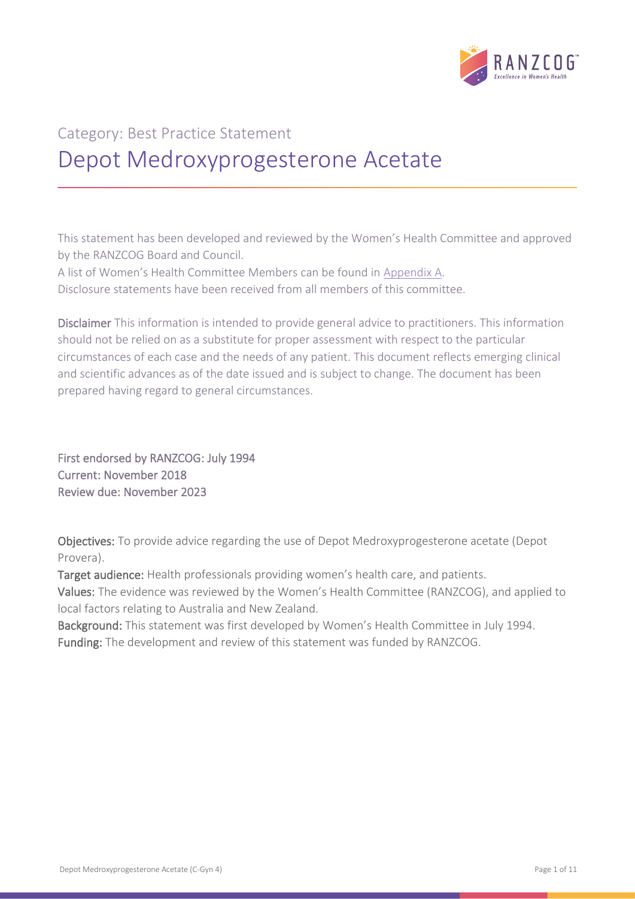Category: Best Practice Statement

# Depot Medroxyprogesterone Acetate

This statement has been developed and reviewed by the Women's Health Committee and approved by the RANZCOG Board and Council.

A list of Women's Health Committee Members can be found in Appendix A.

Disclosure statements have been received from all members of this committee.

**Disclaimer** This information is intended to provide general advice to practitioners. This information should not be relied on as a substitute for proper assessment with respect to the particular circumstances of each case and the needs of any patient. This document reflects emerging clinical and scientific advances as of the date issued and is subject to change. The document has been prepared having regard to general circumstances.

**First endorsed by RANZCOG: July 1994**
**Current: November 2018**
**Review due: November 2023**

**Objectives:** To provide advice regarding the use of Depot Medroxyprogesterone acetate (Depot Provera).

**Target audience:** Health professionals providing women's health care, and patients.

**Values:** The evidence was reviewed by the Women's Health Committee (RANZCOG), and applied to local factors relating to Australia and New Zealand.

**Background:** This statement was first developed by Women's Health Committee in July 1994.

**Funding:** The development and review of this statement was funded by RANZCOG.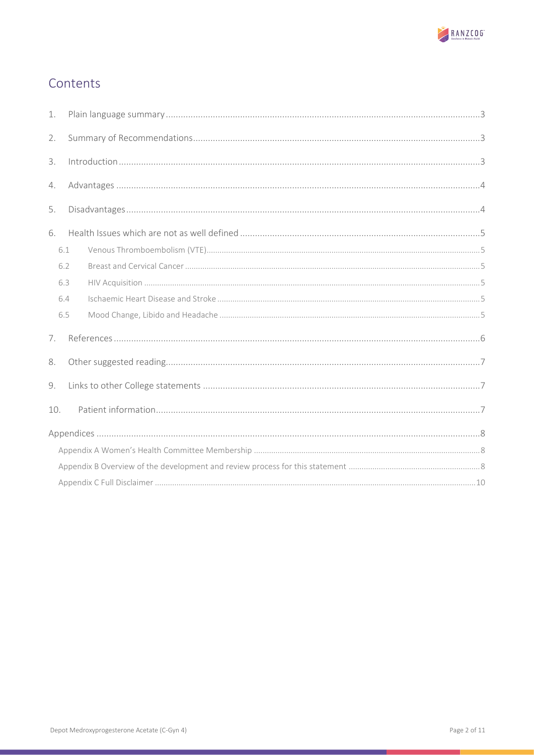## Contents

1. Plain language summary ... 3
2. Summary of Recommendations ... 3
3. Introduction ... 3
4. Advantages ... 4
5. Disadvantages ... 4
6. Health Issues which are not as well defined ... 5
   - 6.1 Venous Thromboembolism (VTE) ... 5
   - 6.2 Breast and Cervical Cancer ... 5
   - 6.3 HIV Acquisition ... 5
   - 6.4 Ischaemic Heart Disease and Stroke ... 5
   - 6.5 Mood Change, Libido and Headache ... 5
7. References ... 6
8. Other suggested reading ... 7
9. Links to other College statements ... 7
10. Patient information ... 7

Appendices ... 8
- Appendix A Women's Health Committee Membership ... 8
- Appendix B Overview of the development and review process for this statement ... 8
- Appendix C Full Disclaimer ... 10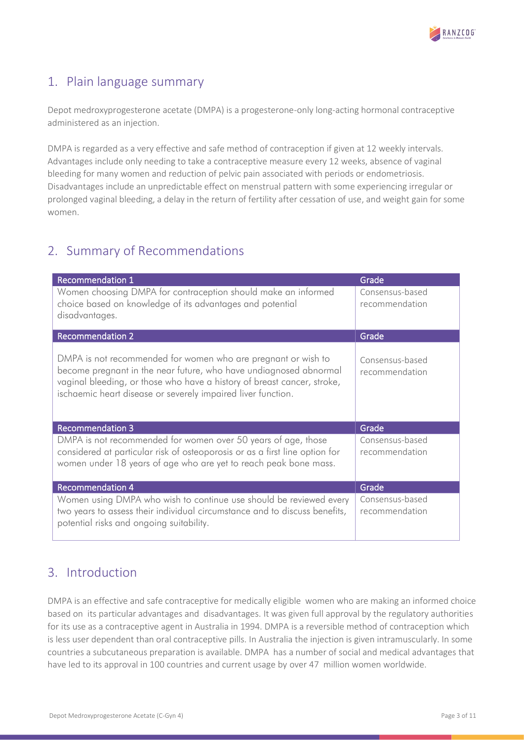## 1. Plain language summary

Depot medroxyprogesterone acetate (DMPA) is a progesterone-only long-acting hormonal contraceptive administered as an injection.

DMPA is regarded as a very effective and safe method of contraception if given at 12 weekly intervals. Advantages include only needing to take a contraceptive measure every 12 weeks, absence of vaginal bleeding for many women and reduction of pelvic pain associated with periods or endometriosis. Disadvantages include an unpredictable effect on menstrual pattern with some experiencing irregular or prolonged vaginal bleeding, a delay in the return of fertility after cessation of use, and weight gain for some women.

## 2. Summary of Recommendations

| Recommendation 1 | Grade |
|---|---|
| Women choosing DMPA for contraception should make an informed choice based on knowledge of its advantages and potential disadvantages. | Consensus-based recommendation |

| Recommendation 2 | Grade |
|---|---|
| DMPA is not recommended for women who are pregnant or wish to become pregnant in the near future, who have undiagnosed abnormal vaginal bleeding, or those who have a history of breast cancer, stroke, ischaemic heart disease or severely impaired liver function. | Consensus-based recommendation |

| Recommendation 3 | Grade |
|---|---|
| DMPA is not recommended for women over 50 years of age, those considered at particular risk of osteoporosis or as a first line option for women under 18 years of age who are yet to reach peak bone mass. | Consensus-based recommendation |

| Recommendation 4 | Grade |
|---|---|
| Women using DMPA who wish to continue use should be reviewed every two years to assess their individual circumstance and to discuss benefits, potential risks and ongoing suitability. | Consensus-based recommendation |

## 3. Introduction

DMPA is an effective and safe contraceptive for medically eligible women who are making an informed choice based on its particular advantages and disadvantages. It was given full approval by the regulatory authorities for its use as a contraceptive agent in Australia in 1994. DMPA is a reversible method of contraception which is less user dependent than oral contraceptive pills. In Australia the injection is given intramuscularly. In some countries a subcutaneous preparation is available. DMPA has a number of social and medical advantages that have led to its approval in 100 countries and current usage by over 47 million women worldwide.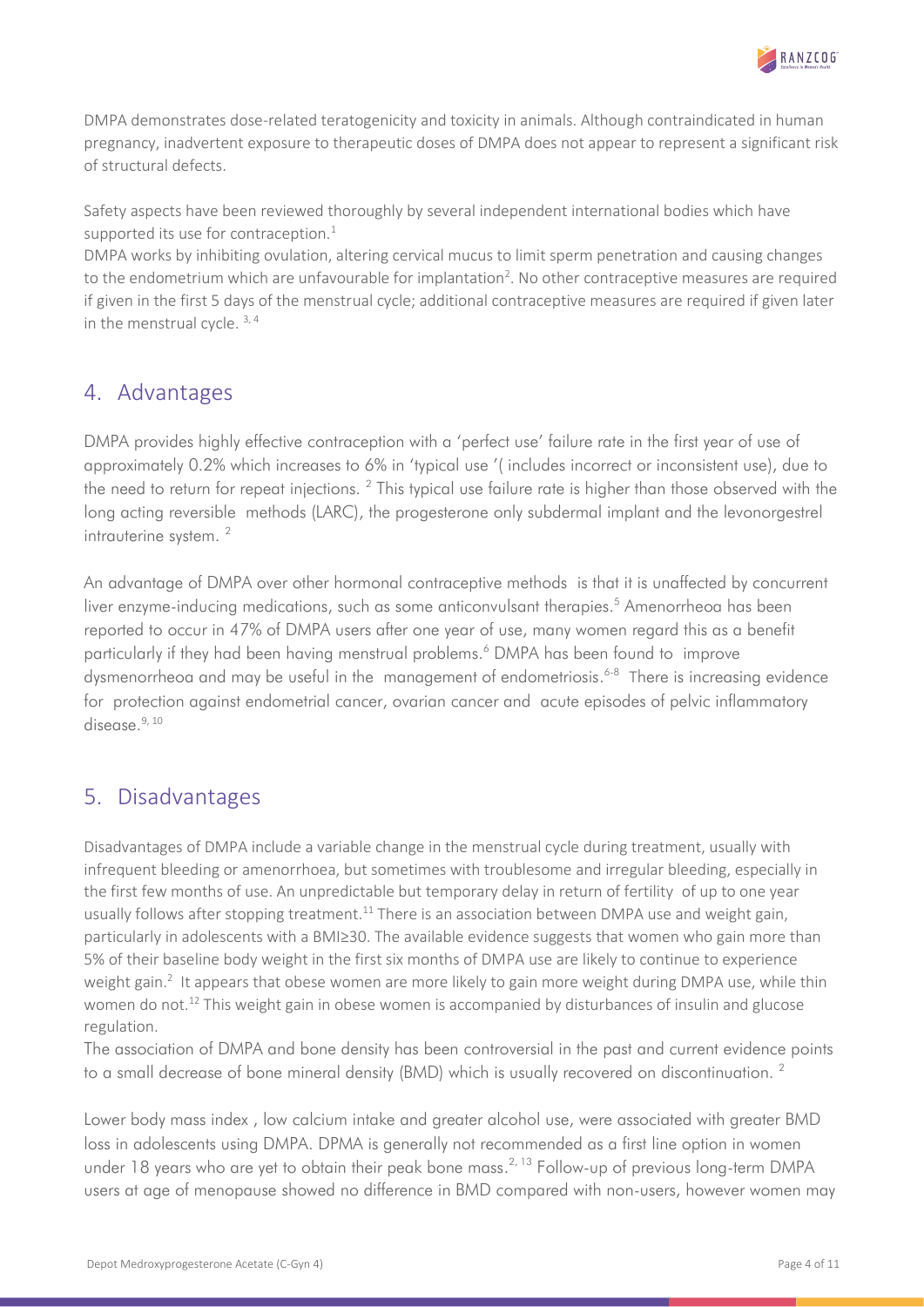DMPA demonstrates dose-related teratogenicity and toxicity in animals. Although contraindicated in human pregnancy, inadvertent exposure to therapeutic doses of DMPA does not appear to represent a significant risk of structural defects.

Safety aspects have been reviewed thoroughly by several independent international bodies which have supported its use for contraception.[1]

DMPA works by inhibiting ovulation, altering cervical mucus to limit sperm penetration and causing changes to the endometrium which are unfavourable for implantation[2]. No other contraceptive measures are required if given in the first 5 days of the menstrual cycle; additional contraceptive measures are required if given later in the menstrual cycle. [3, 4]

## 4. Advantages

DMPA provides highly effective contraception with a 'perfect use' failure rate in the first year of use of approximately 0.2% which increases to 6% in 'typical use '( includes incorrect or inconsistent use), due to the need to return for repeat injections. [2] This typical use failure rate is higher than those observed with the long acting reversible methods (LARC), the progesterone only subdermal implant and the levonorgestrel intrauterine system. [2]

An advantage of DMPA over other hormonal contraceptive methods is that it is unaffected by concurrent liver enzyme-inducing medications, such as some anticonvulsant therapies.[5] Amenorrheoa has been reported to occur in 47% of DMPA users after one year of use, many women regard this as a benefit particularly if they had been having menstrual problems.[6] DMPA has been found to improve dysmenorrheoa and may be useful in the management of endometriosis.[6-8] There is increasing evidence for protection against endometrial cancer, ovarian cancer and acute episodes of pelvic inflammatory disease.[9, 10]

## 5. Disadvantages

Disadvantages of DMPA include a variable change in the menstrual cycle during treatment, usually with infrequent bleeding or amenorrhoea, but sometimes with troublesome and irregular bleeding, especially in the first few months of use. An unpredictable but temporary delay in return of fertility of up to one year usually follows after stopping treatment.[11] There is an association between DMPA use and weight gain, particularly in adolescents with a BMI≥30. The available evidence suggests that women who gain more than 5% of their baseline body weight in the first six months of DMPA use are likely to continue to experience weight gain.[2] It appears that obese women are more likely to gain more weight during DMPA use, while thin women do not.[12] This weight gain in obese women is accompanied by disturbances of insulin and glucose regulation.

The association of DMPA and bone density has been controversial in the past and current evidence points to a small decrease of bone mineral density (BMD) which is usually recovered on discontinuation. [2]

Lower body mass index , low calcium intake and greater alcohol use, were associated with greater BMD loss in adolescents using DMPA. DPMA is generally not recommended as a first line option in women under 18 years who are yet to obtain their peak bone mass.[2, 13] Follow-up of previous long-term DMPA users at age of menopause showed no difference in BMD compared with non-users, however women may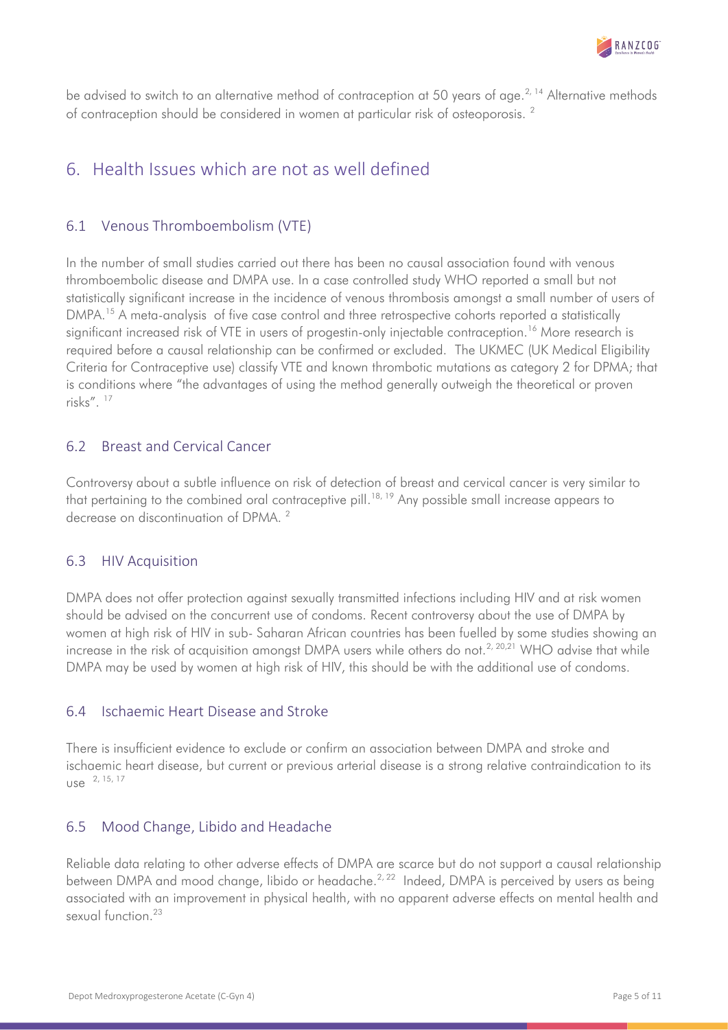be advised to switch to an alternative method of contraception at 50 years of age.[2, 14] Alternative methods of contraception should be considered in women at particular risk of osteoporosis. [2]

## 6. Health Issues which are not as well defined

### 6.1 Venous Thromboembolism (VTE)

In the number of small studies carried out there has been no causal association found with venous thromboembolic disease and DMPA use. In a case controlled study WHO reported a small but not statistically significant increase in the incidence of venous thrombosis amongst a small number of users of DMPA.[15] A meta-analysis of five case control and three retrospective cohorts reported a statistically significant increased risk of VTE in users of progestin-only injectable contraception.[16] More research is required before a causal relationship can be confirmed or excluded. The UKMEC (UK Medical Eligibility Criteria for Contraceptive use) classify VTE and known thrombotic mutations as category 2 for DPMA; that is conditions where "the advantages of using the method generally outweigh the theoretical or proven risks". [17]

### 6.2 Breast and Cervical Cancer

Controversy about a subtle influence on risk of detection of breast and cervical cancer is very similar to that pertaining to the combined oral contraceptive pill.[18, 19] Any possible small increase appears to decrease on discontinuation of DPMA. [2]

### 6.3 HIV Acquisition

DMPA does not offer protection against sexually transmitted infections including HIV and at risk women should be advised on the concurrent use of condoms. Recent controversy about the use of DMPA by women at high risk of HIV in sub- Saharan African countries has been fuelled by some studies showing an increase in the risk of acquisition amongst DMPA users while others do not.[2, 20,21] WHO advise that while DMPA may be used by women at high risk of HIV, this should be with the additional use of condoms.

### 6.4 Ischaemic Heart Disease and Stroke

There is insufficient evidence to exclude or confirm an association between DMPA and stroke and ischaemic heart disease, but current or previous arterial disease is a strong relative contraindication to its use [2, 15, 17]

### 6.5 Mood Change, Libido and Headache

Reliable data relating to other adverse effects of DMPA are scarce but do not support a causal relationship between DMPA and mood change, libido or headache.[2, 22] Indeed, DMPA is perceived by users as being associated with an improvement in physical health, with no apparent adverse effects on mental health and sexual function.[23]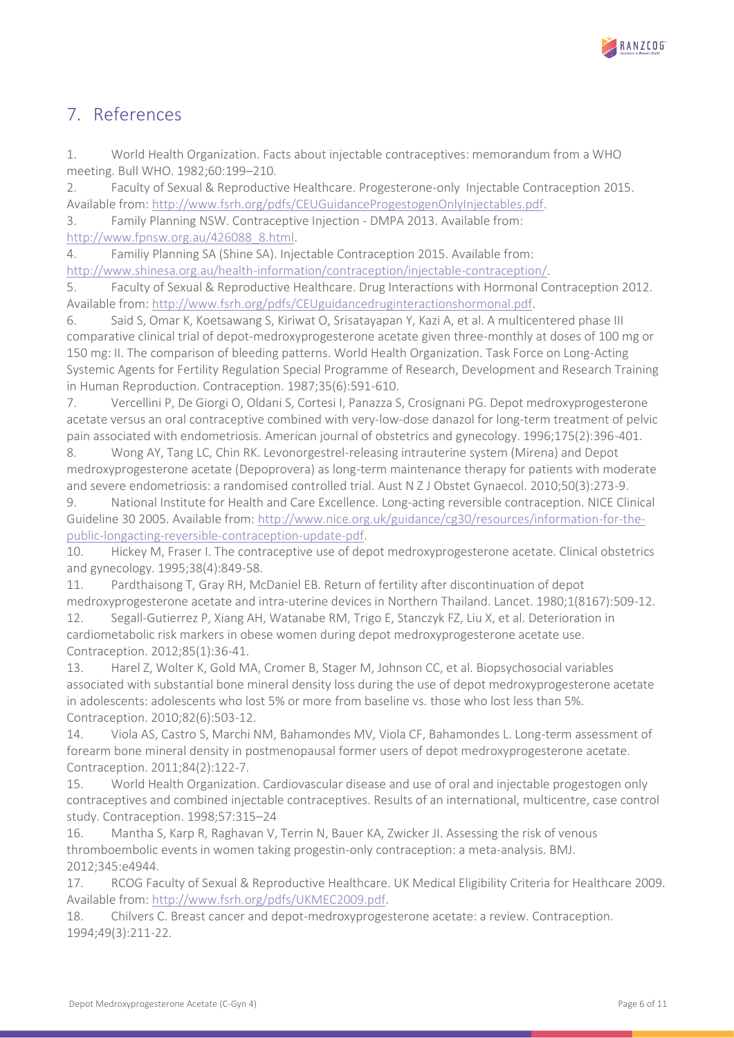## 7. References

1. World Health Organization. Facts about injectable contraceptives: memorandum from a WHO meeting. Bull WHO. 1982;60:199–210.
2. Faculty of Sexual & Reproductive Healthcare. Progesterone-only Injectable Contraception 2015. Available from: http://www.fsrh.org/pdfs/CEUGuidanceProgestogenOnlyInjectables.pdf.
3. Family Planning NSW. Contraceptive Injection - DMPA 2013. Available from: http://www.fpnsw.org.au/426088_8.html.
4. Familiy Planning SA (Shine SA). Injectable Contraception 2015. Available from: http://www.shinesa.org.au/health-information/contraception/injectable-contraception/.
5. Faculty of Sexual & Reproductive Healthcare. Drug Interactions with Hormonal Contraception 2012. Available from: http://www.fsrh.org/pdfs/CEUguidancedruginteractionshormonal.pdf.
6. Said S, Omar K, Koetsawang S, Kiriwat O, Srisatayapan Y, Kazi A, et al. A multicentered phase III comparative clinical trial of depot-medroxyprogesterone acetate given three-monthly at doses of 100 mg or 150 mg: II. The comparison of bleeding patterns. World Health Organization. Task Force on Long-Acting Systemic Agents for Fertility Regulation Special Programme of Research, Development and Research Training in Human Reproduction. Contraception. 1987;35(6):591-610.
7. Vercellini P, De Giorgi O, Oldani S, Cortesi I, Panazza S, Crosignani PG. Depot medroxyprogesterone acetate versus an oral contraceptive combined with very-low-dose danazol for long-term treatment of pelvic pain associated with endometriosis. American journal of obstetrics and gynecology. 1996;175(2):396-401.
8. Wong AY, Tang LC, Chin RK. Levonorgestrel-releasing intrauterine system (Mirena) and Depot medroxyprogesterone acetate (Depoprovera) as long-term maintenance therapy for patients with moderate and severe endometriosis: a randomised controlled trial. Aust N Z J Obstet Gynaecol. 2010;50(3):273-9.
9. National Institute for Health and Care Excellence. Long-acting reversible contraception. NICE Clinical Guideline 30 2005. Available from: http://www.nice.org.uk/guidance/cg30/resources/information-for-the-public-longacting-reversible-contraception-update-pdf.
10. Hickey M, Fraser I. The contraceptive use of depot medroxyprogesterone acetate. Clinical obstetrics and gynecology. 1995;38(4):849-58.
11. Pardthaisong T, Gray RH, McDaniel EB. Return of fertility after discontinuation of depot medroxyprogesterone acetate and intra-uterine devices in Northern Thailand. Lancet. 1980;1(8167):509-12.
12. Segall-Gutierrez P, Xiang AH, Watanabe RM, Trigo E, Stanczyk FZ, Liu X, et al. Deterioration in cardiometabolic risk markers in obese women during depot medroxyprogesterone acetate use. Contraception. 2012;85(1):36-41.
13. Harel Z, Wolter K, Gold MA, Cromer B, Stager M, Johnson CC, et al. Biopsychosocial variables associated with substantial bone mineral density loss during the use of depot medroxyprogesterone acetate in adolescents: adolescents who lost 5% or more from baseline vs. those who lost less than 5%. Contraception. 2010;82(6):503-12.
14. Viola AS, Castro S, Marchi NM, Bahamondes MV, Viola CF, Bahamondes L. Long-term assessment of forearm bone mineral density in postmenopausal former users of depot medroxyprogesterone acetate. Contraception. 2011;84(2):122-7.
15. World Health Organization. Cardiovascular disease and use of oral and injectable progestogen only contraceptives and combined injectable contraceptives. Results of an international, multicentre, case control study. Contraception. 1998;57:315–24
16. Mantha S, Karp R, Raghavan V, Terrin N, Bauer KA, Zwicker JI. Assessing the risk of venous thromboembolic events in women taking progestin-only contraception: a meta-analysis. BMJ. 2012;345:e4944.
17. RCOG Faculty of Sexual & Reproductive Healthcare. UK Medical Eligibility Criteria for Healthcare 2009. Available from: http://www.fsrh.org/pdfs/UKMEC2009.pdf.
18. Chilvers C. Breast cancer and depot-medroxyprogesterone acetate: a review. Contraception. 1994;49(3):211-22.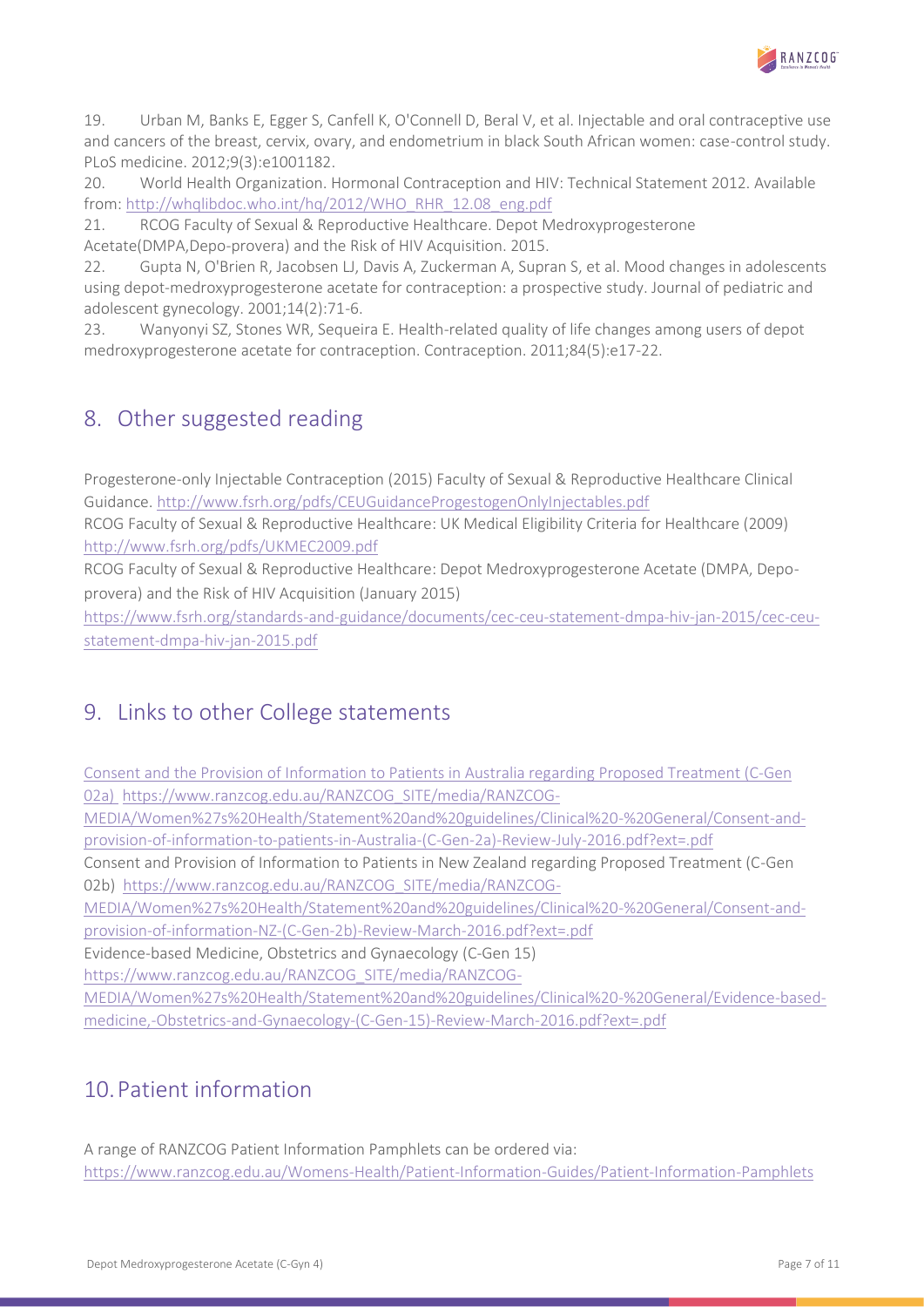19. Urban M, Banks E, Egger S, Canfell K, O'Connell D, Beral V, et al. Injectable and oral contraceptive use and cancers of the breast, cervix, ovary, and endometrium in black South African women: case-control study. PLoS medicine. 2012;9(3):e1001182.

20. World Health Organization. Hormonal Contraception and HIV: Technical Statement 2012. Available from: http://whqlibdoc.who.int/hq/2012/WHO_RHR_12.08_eng.pdf

21. RCOG Faculty of Sexual & Reproductive Healthcare. Depot Medroxyprogesterone Acetate(DMPA,Depo-provera) and the Risk of HIV Acquisition. 2015.

22. Gupta N, O'Brien R, Jacobsen LJ, Davis A, Zuckerman A, Supran S, et al. Mood changes in adolescents using depot-medroxyprogesterone acetate for contraception: a prospective study. Journal of pediatric and adolescent gynecology. 2001;14(2):71-6.

23. Wanyonyi SZ, Stones WR, Sequeira E. Health-related quality of life changes among users of depot medroxyprogesterone acetate for contraception. Contraception. 2011;84(5):e17-22.

## 8. Other suggested reading

Progesterone-only Injectable Contraception (2015) Faculty of Sexual & Reproductive Healthcare Clinical Guidance. http://www.fsrh.org/pdfs/CEUGuidanceProgestogenOnlyInjectables.pdf

RCOG Faculty of Sexual & Reproductive Healthcare: UK Medical Eligibility Criteria for Healthcare (2009) http://www.fsrh.org/pdfs/UKMEC2009.pdf

RCOG Faculty of Sexual & Reproductive Healthcare: Depot Medroxyprogesterone Acetate (DMPA, Depo-provera) and the Risk of HIV Acquisition (January 2015) https://www.fsrh.org/standards-and-guidance/documents/cec-ceu-statement-dmpa-hiv-jan-2015/cec-ceu-statement-dmpa-hiv-jan-2015.pdf

## 9. Links to other College statements

Consent and the Provision of Information to Patients in Australia regarding Proposed Treatment (C-Gen 02a) https://www.ranzcog.edu.au/RANZCOG_SITE/media/RANZCOG-MEDIA/Women%27s%20Health/Statement%20and%20guidelines/Clinical%20-%20General/Consent-and-provision-of-information-to-patients-in-Australia-(C-Gen-2a)-Review-July-2016.pdf?ext=.pdf

Consent and Provision of Information to Patients in New Zealand regarding Proposed Treatment (C-Gen 02b) https://www.ranzcog.edu.au/RANZCOG_SITE/media/RANZCOG-MEDIA/Women%27s%20Health/Statement%20and%20guidelines/Clinical%20-%20General/Consent-and-provision-of-information-NZ-(C-Gen-2b)-Review-March-2016.pdf?ext=.pdf

Evidence-based Medicine, Obstetrics and Gynaecology (C-Gen 15) https://www.ranzcog.edu.au/RANZCOG_SITE/media/RANZCOG-MEDIA/Women%27s%20Health/Statement%20and%20guidelines/Clinical%20-%20General/Evidence-based-medicine,-Obstetrics-and-Gynaecology-(C-Gen-15)-Review-March-2016.pdf?ext=.pdf

## 10. Patient information

A range of RANZCOG Patient Information Pamphlets can be ordered via: https://www.ranzcog.edu.au/Womens-Health/Patient-Information-Guides/Patient-Information-Pamphlets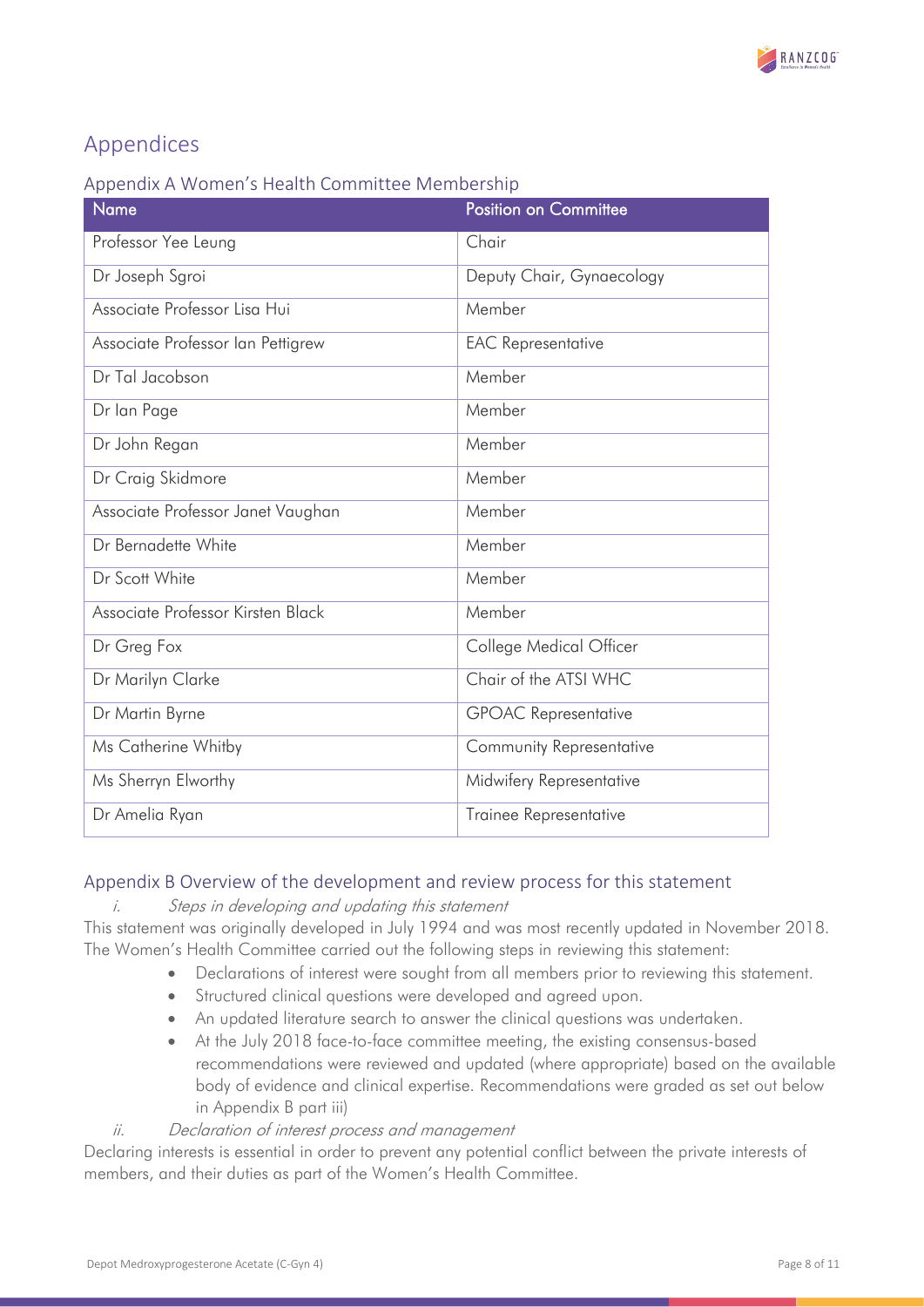# Appendices

## Appendix A Women's Health Committee Membership

| Name | Position on Committee |
|---|---|
| Professor Yee Leung | Chair |
| Dr Joseph Sgroi | Deputy Chair, Gynaecology |
| Associate Professor Lisa Hui | Member |
| Associate Professor Ian Pettigrew | EAC Representative |
| Dr Tal Jacobson | Member |
| Dr Ian Page | Member |
| Dr John Regan | Member |
| Dr Craig Skidmore | Member |
| Associate Professor Janet Vaughan | Member |
| Dr Bernadette White | Member |
| Dr Scott White | Member |
| Associate Professor Kirsten Black | Member |
| Dr Greg Fox | College Medical Officer |
| Dr Marilyn Clarke | Chair of the ATSI WHC |
| Dr Martin Byrne | GPOAC Representative |
| Ms Catherine Whitby | Community Representative |
| Ms Sherryn Elworthy | Midwifery Representative |
| Dr Amelia Ryan | Trainee Representative |

## Appendix B Overview of the development and review process for this statement

### *i. Steps in developing and updating this statement*

This statement was originally developed in July 1994 and was most recently updated in November 2018. The Women's Health Committee carried out the following steps in reviewing this statement:

- Declarations of interest were sought from all members prior to reviewing this statement.
- Structured clinical questions were developed and agreed upon.
- An updated literature search to answer the clinical questions was undertaken.
- At the July 2018 face-to-face committee meeting, the existing consensus-based recommendations were reviewed and updated (where appropriate) based on the available body of evidence and clinical expertise. Recommendations were graded as set out below in Appendix B part iii)

### *ii. Declaration of interest process and management*

Declaring interests is essential in order to prevent any potential conflict between the private interests of members, and their duties as part of the Women's Health Committee.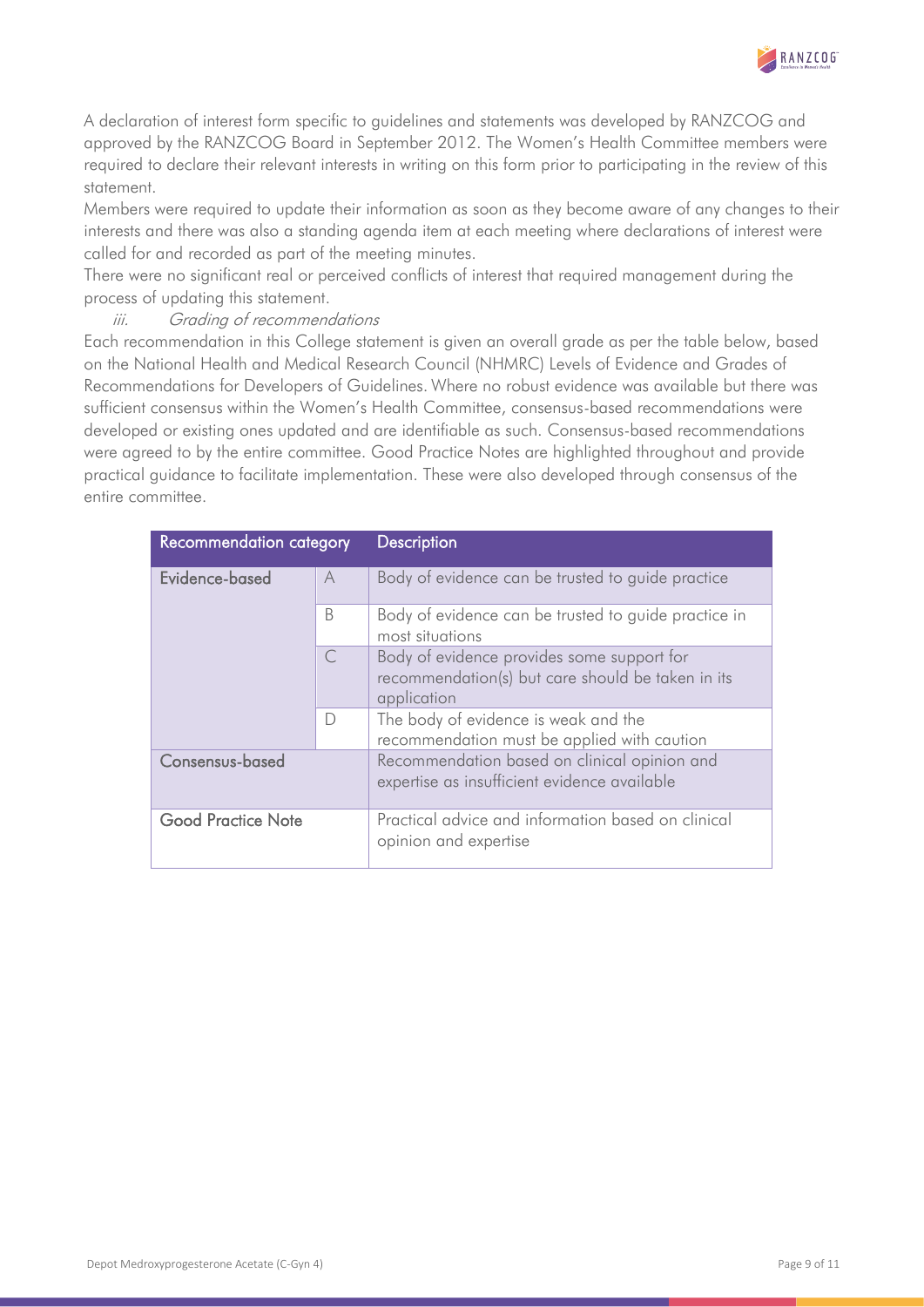A declaration of interest form specific to guidelines and statements was developed by RANZCOG and approved by the RANZCOG Board in September 2012. The Women's Health Committee members were required to declare their relevant interests in writing on this form prior to participating in the review of this statement.

Members were required to update their information as soon as they become aware of any changes to their interests and there was also a standing agenda item at each meeting where declarations of interest were called for and recorded as part of the meeting minutes.

There were no significant real or perceived conflicts of interest that required management during the process of updating this statement.

### iii. *Grading of recommendations*

Each recommendation in this College statement is given an overall grade as per the table below, based on the National Health and Medical Research Council (NHMRC) Levels of Evidence and Grades of Recommendations for Developers of Guidelines. Where no robust evidence was available but there was sufficient consensus within the Women's Health Committee, consensus-based recommendations were developed or existing ones updated and are identifiable as such. Consensus-based recommendations were agreed to by the entire committee. Good Practice Notes are highlighted throughout and provide practical guidance to facilitate implementation. These were also developed through consensus of the entire committee.

| Recommendation category | | Description |
|---|---|---|
| Evidence-based | A | Body of evidence can be trusted to guide practice |
| | B | Body of evidence can be trusted to guide practice in most situations |
| | C | Body of evidence provides some support for recommendation(s) but care should be taken in its application |
| | D | The body of evidence is weak and the recommendation must be applied with caution |
| Consensus-based | | Recommendation based on clinical opinion and expertise as insufficient evidence available |
| Good Practice Note | | Practical advice and information based on clinical opinion and expertise |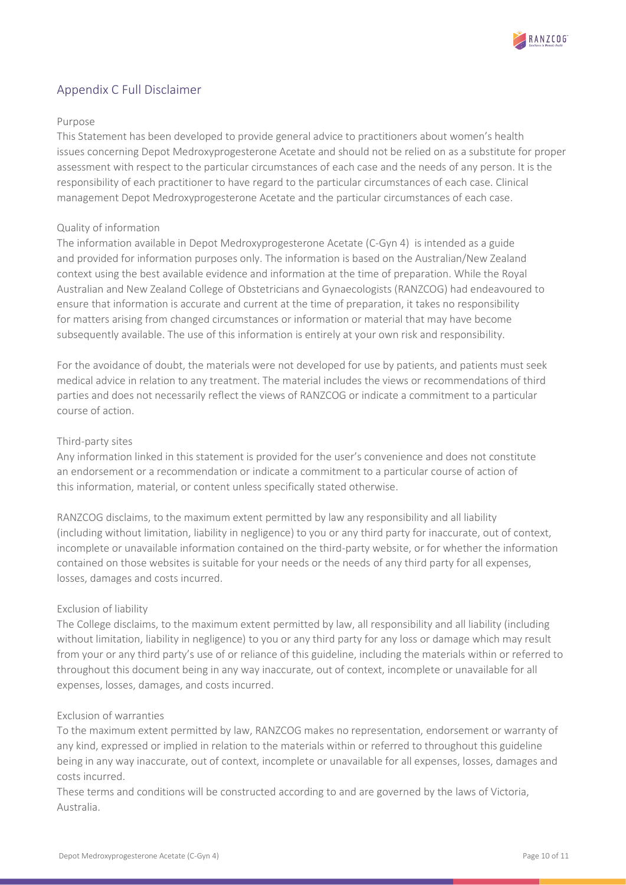## Appendix C Full Disclaimer

### Purpose

This Statement has been developed to provide general advice to practitioners about women's health issues concerning Depot Medroxyprogesterone Acetate and should not be relied on as a substitute for proper assessment with respect to the particular circumstances of each case and the needs of any person. It is the responsibility of each practitioner to have regard to the particular circumstances of each case. Clinical management Depot Medroxyprogesterone Acetate and the particular circumstances of each case.

### Quality of information

The information available in Depot Medroxyprogesterone Acetate (C-Gyn 4) is intended as a guide and provided for information purposes only. The information is based on the Australian/New Zealand context using the best available evidence and information at the time of preparation. While the Royal Australian and New Zealand College of Obstetricians and Gynaecologists (RANZCOG) had endeavoured to ensure that information is accurate and current at the time of preparation, it takes no responsibility for matters arising from changed circumstances or information or material that may have become subsequently available. The use of this information is entirely at your own risk and responsibility.

For the avoidance of doubt, the materials were not developed for use by patients, and patients must seek medical advice in relation to any treatment. The material includes the views or recommendations of third parties and does not necessarily reflect the views of RANZCOG or indicate a commitment to a particular course of action.

### Third-party sites

Any information linked in this statement is provided for the user's convenience and does not constitute an endorsement or a recommendation or indicate a commitment to a particular course of action of this information, material, or content unless specifically stated otherwise.

RANZCOG disclaims, to the maximum extent permitted by law any responsibility and all liability (including without limitation, liability in negligence) to you or any third party for inaccurate, out of context, incomplete or unavailable information contained on the third-party website, or for whether the information contained on those websites is suitable for your needs or the needs of any third party for all expenses, losses, damages and costs incurred.

### Exclusion of liability

The College disclaims, to the maximum extent permitted by law, all responsibility and all liability (including without limitation, liability in negligence) to you or any third party for any loss or damage which may result from your or any third party's use of or reliance of this guideline, including the materials within or referred to throughout this document being in any way inaccurate, out of context, incomplete or unavailable for all expenses, losses, damages, and costs incurred.

### Exclusion of warranties

To the maximum extent permitted by law, RANZCOG makes no representation, endorsement or warranty of any kind, expressed or implied in relation to the materials within or referred to throughout this guideline being in any way inaccurate, out of context, incomplete or unavailable for all expenses, losses, damages and costs incurred.

These terms and conditions will be constructed according to and are governed by the laws of Victoria, Australia.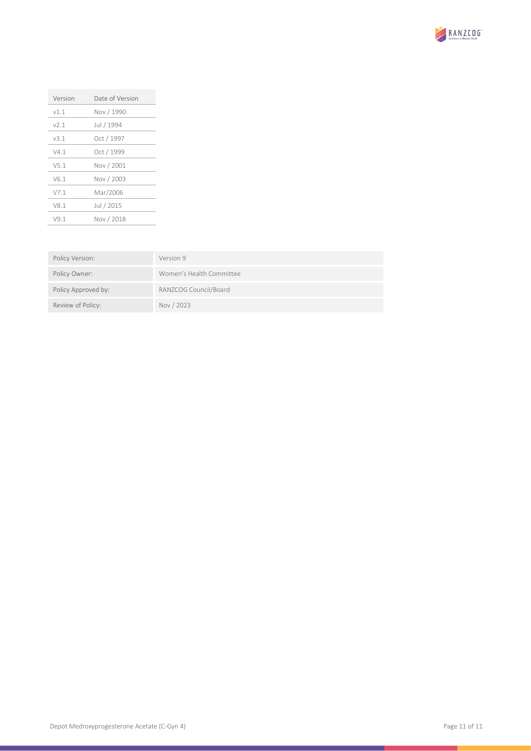| Version | Date of Version |
| --- | --- |
| v1.1 | Nov / 1990 |
| v2.1 | Jul / 1994 |
| v3.1 | Oct / 1997 |
| V4.1 | Oct / 1999 |
| V5.1 | Nov / 2001 |
| V6.1 | Nov / 2003 |
| V7.1 | Mar/2006 |
| V8.1 | Jul / 2015 |
| V9.1 | Nov / 2018 |

| | |
| --- | --- |
| Policy Version: | Version 9 |
| Policy Owner: | Women's Health Committee |
| Policy Approved by: | RANZCOG Council/Board |
| Review of Policy: | Nov / 2023 |